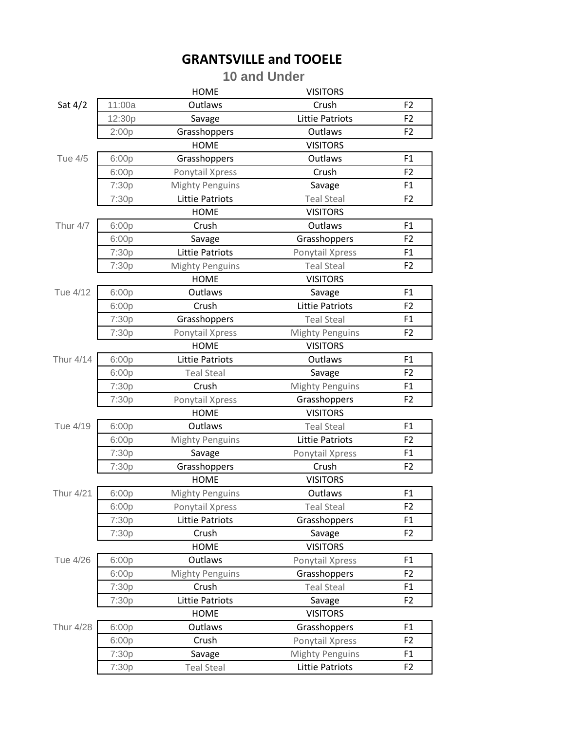# GRANTSVILLE and TOOELE

## 10 and Under

| Date | Time | HOME | VISITORS | Field |
|---|---|---|---|---|
| Sat 4/2 | 11:00a | Outlaws | Crush | F2 |
| | 12:30p | Savage | Littie Patriots | F2 |
| | 2:00p | Grasshoppers | Outlaws | F2 |
| | | HOME | VISITORS | |
| Tue 4/5 | 6:00p | Grasshoppers | Outlaws | F1 |
| | 6:00p | Ponytail Xpress | Crush | F2 |
| | 7:30p | Mighty Penguins | Savage | F1 |
| | 7:30p | Littie Patriots | Teal Steal | F2 |
| | | HOME | VISITORS | |
| Thur 4/7 | 6:00p | Crush | Outlaws | F1 |
| | 6:00p | Savage | Grasshoppers | F2 |
| | 7:30p | Littie Patriots | Ponytail Xpress | F1 |
| | 7:30p | Mighty Penguins | Teal Steal | F2 |
| | | HOME | VISITORS | |
| Tue 4/12 | 6:00p | Outlaws | Savage | F1 |
| | 6:00p | Crush | Littie Patriots | F2 |
| | 7:30p | Grasshoppers | Teal Steal | F1 |
| | 7:30p | Ponytail Xpress | Mighty Penguins | F2 |
| | | HOME | VISITORS | |
| Thur 4/14 | 6:00p | Littie Patriots | Outlaws | F1 |
| | 6:00p | Teal Steal | Savage | F2 |
| | 7:30p | Crush | Mighty Penguins | F1 |
| | 7:30p | Ponytail Xpress | Grasshoppers | F2 |
| | | HOME | VISITORS | |
| Tue 4/19 | 6:00p | Outlaws | Teal Steal | F1 |
| | 6:00p | Mighty Penguins | Littie Patriots | F2 |
| | 7:30p | Savage | Ponytail Xpress | F1 |
| | 7:30p | Grasshoppers | Crush | F2 |
| | | HOME | VISITORS | |
| Thur 4/21 | 6:00p | Mighty Penguins | Outlaws | F1 |
| | 6:00p | Ponytail Xpress | Teal Steal | F2 |
| | 7:30p | Littie Patriots | Grasshoppers | F1 |
| | 7:30p | Crush | Savage | F2 |
| | | HOME | VISITORS | |
| Tue 4/26 | 6:00p | Outlaws | Ponytail Xpress | F1 |
| | 6:00p | Mighty Penguins | Grasshoppers | F2 |
| | 7:30p | Crush | Teal Steal | F1 |
| | 7:30p | Littie Patriots | Savage | F2 |
| | | HOME | VISITORS | |
| Thur 4/28 | 6:00p | Outlaws | Grasshoppers | F1 |
| | 6:00p | Crush | Ponytail Xpress | F2 |
| | 7:30p | Savage | Mighty Penguins | F1 |
| | 7:30p | Teal Steal | Littie Patriots | F2 |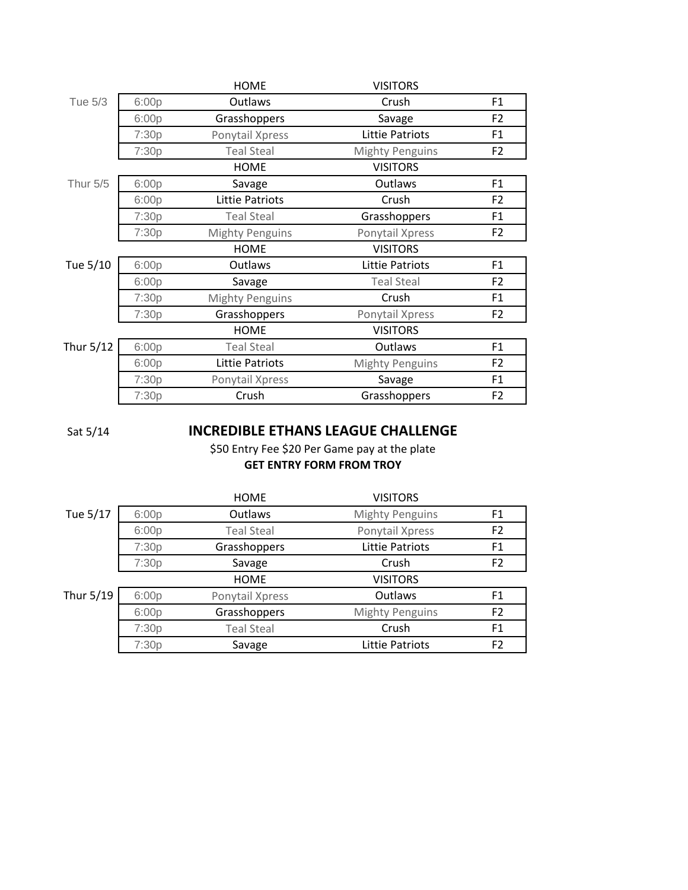| | | HOME | VISITORS | |
|---|---|---|---|---|
| Tue 5/3 | 6:00p | Outlaws | Crush | F1 |
| | 6:00p | Grasshoppers | Savage | F2 |
| | 7:30p | Ponytail Xpress | Littie Patriots | F1 |
| | 7:30p | Teal Steal | Mighty Penguins | F2 |
| | | HOME | VISITORS | |
| Thur 5/5 | 6:00p | Savage | Outlaws | F1 |
| | 6:00p | Littie Patriots | Crush | F2 |
| | 7:30p | Teal Steal | Grasshoppers | F1 |
| | 7:30p | Mighty Penguins | Ponytail Xpress | F2 |
| | | HOME | VISITORS | |
| Tue 5/10 | 6:00p | Outlaws | Littie Patriots | F1 |
| | 6:00p | Savage | Teal Steal | F2 |
| | 7:30p | Mighty Penguins | Crush | F1 |
| | 7:30p | Grasshoppers | Ponytail Xpress | F2 |
| | | HOME | VISITORS | |
| Thur 5/12 | 6:00p | Teal Steal | Outlaws | F1 |
| | 6:00p | Littie Patriots | Mighty Penguins | F2 |
| | 7:30p | Ponytail Xpress | Savage | F1 |
| | 7:30p | Crush | Grasshoppers | F2 |

Sat 5/14

## INCREDIBLE ETHANS LEAGUE CHALLENGE

$50 Entry Fee $20 Per Game pay at the plate

**GET ENTRY FORM FROM TROY**

| | | HOME | VISITORS | |
|---|---|---|---|---|
| Tue 5/17 | 6:00p | Outlaws | Mighty Penguins | F1 |
| | 6:00p | Teal Steal | Ponytail Xpress | F2 |
| | 7:30p | Grasshoppers | Littie Patriots | F1 |
| | 7:30p | Savage | Crush | F2 |
| | | HOME | VISITORS | |
| Thur 5/19 | 6:00p | Ponytail Xpress | Outlaws | F1 |
| | 6:00p | Grasshoppers | Mighty Penguins | F2 |
| | 7:30p | Teal Steal | Crush | F1 |
| | 7:30p | Savage | Littie Patriots | F2 |